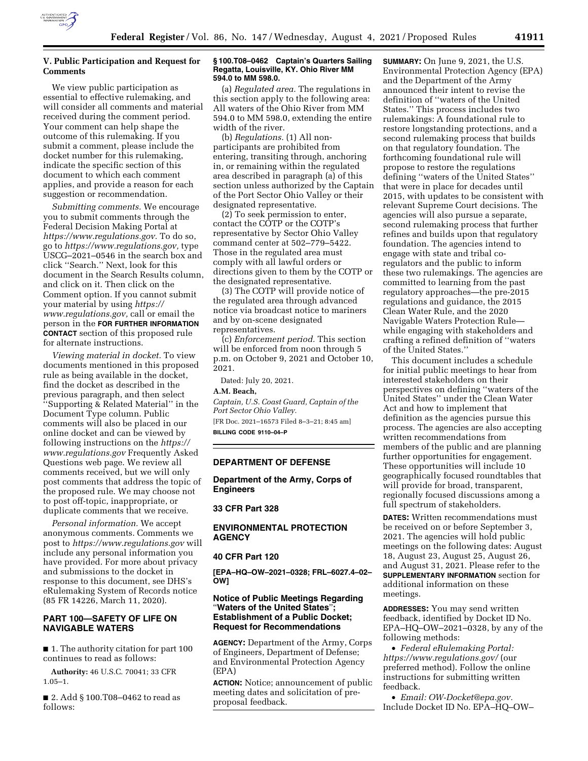## V. Public Participation and Request for Comments

We view public participation as essential to effective rulemaking, and will consider all comments and material received during the comment period. Your comment can help shape the outcome of this rulemaking. If you submit a comment, please include the docket number for this rulemaking, indicate the specific section of this document to which each comment applies, and provide a reason for each suggestion or recommendation.

*Submitting comments.* We encourage you to submit comments through the Federal Decision Making Portal at *https://www.regulations.gov.* To do so, go to *https://www.regulations.gov,* type USCG–2021–0546 in the search box and click ''Search.'' Next, look for this document in the Search Results column, and click on it. Then click on the Comment option. If you cannot submit your material by using *https://www.regulations.gov,* call or email the person in the **FOR FURTHER INFORMATION CONTACT** section of this proposed rule for alternate instructions.

*Viewing material in docket.* To view documents mentioned in this proposed rule as being available in the docket, find the docket as described in the previous paragraph, and then select ''Supporting & Related Material'' in the Document Type column. Public comments will also be placed in our online docket and can be viewed by following instructions on the *https://www.regulations.gov* Frequently Asked Questions web page. We review all comments received, but we will only post comments that address the topic of the proposed rule. We may choose not to post off-topic, inappropriate, or duplicate comments that we receive.

*Personal information.* We accept anonymous comments. Comments we post to *https://www.regulations.gov* will include any personal information you have provided. For more about privacy and submissions to the docket in response to this document, see DHS's eRulemaking System of Records notice (85 FR 14226, March 11, 2020).

## PART 100—SAFETY OF LIFE ON NAVIGABLE WATERS

■ 1. The authority citation for part 100 continues to read as follows:

**Authority:** 46 U.S.C. 70041; 33 CFR 1.05–1.

■ 2. Add § 100.T08–0462 to read as follows:

**§ 100.T08–0462 Captain's Quarters Sailing Regatta, Louisville, KY. Ohio River MM 594.0 to MM 598.0.**

(a) *Regulated area.* The regulations in this section apply to the following area: All waters of the Ohio River from MM 594.0 to MM 598.0, extending the entire width of the river.

(b) *Regulations.* (1) All non-participants are prohibited from entering, transiting through, anchoring in, or remaining within the regulated area described in paragraph (a) of this section unless authorized by the Captain of the Port Sector Ohio Valley or their designated representative.

(2) To seek permission to enter, contact the COTP or the COTP's representative by Sector Ohio Valley command center at 502–779–5422. Those in the regulated area must comply with all lawful orders or directions given to them by the COTP or the designated representative.

(3) The COTP will provide notice of the regulated area through advanced notice via broadcast notice to mariners and by on-scene designated representatives.

(c) *Enforcement period.* This section will be enforced from noon through 5 p.m. on October 9, 2021 and October 10, 2021.

Dated: July 20, 2021.

**A.M. Beach,**

*Captain, U.S. Coast Guard, Captain of the Port Sector Ohio Valley.*

[FR Doc. 2021–16573 Filed 8–3–21; 8:45 am]

**BILLING CODE 9110–04–P**

---

## DEPARTMENT OF DEFENSE

### Department of the Army, Corps of Engineers

### 33 CFR Part 328

## ENVIRONMENTAL PROTECTION AGENCY

### 40 CFR Part 120

**[EPA–HQ–OW–2021–0328; FRL–6027.4–02–OW]**

### Notice of Public Meetings Regarding ''Waters of the United States''; Establishment of a Public Docket; Request for Recommendations

**AGENCY:** Department of the Army, Corps of Engineers, Department of Defense; and Environmental Protection Agency (EPA)

**ACTION:** Notice; announcement of public meeting dates and solicitation of pre-proposal feedback.

**SUMMARY:** On June 9, 2021, the U.S. Environmental Protection Agency (EPA) and the Department of the Army announced their intent to revise the definition of ''waters of the United States.'' This process includes two rulemakings: A foundational rule to restore longstanding protections, and a second rulemaking process that builds on that regulatory foundation. The forthcoming foundational rule will propose to restore the regulations defining ''waters of the United States'' that were in place for decades until 2015, with updates to be consistent with relevant Supreme Court decisions. The agencies will also pursue a separate, second rulemaking process that further refines and builds upon that regulatory foundation. The agencies intend to engage with state and tribal co-regulators and the public to inform these two rulemakings. The agencies are committed to learning from the past regulatory approaches—the pre-2015 regulations and guidance, the 2015 Clean Water Rule, and the 2020 Navigable Waters Protection Rule—while engaging with stakeholders and crafting a refined definition of ''waters of the United States.''

This document includes a schedule for initial public meetings to hear from interested stakeholders on their perspectives on defining ''waters of the United States'' under the Clean Water Act and how to implement that definition as the agencies pursue this process. The agencies are also accepting written recommendations from members of the public and are planning further opportunities for engagement. These opportunities will include 10 geographically focused roundtables that will provide for broad, transparent, regionally focused discussions among a full spectrum of stakeholders.

**DATES:** Written recommendations must be received on or before September 3, 2021. The agencies will hold public meetings on the following dates: August 18, August 23, August 25, August 26, and August 31, 2021. Please refer to the **SUPPLEMENTARY INFORMATION** section for additional information on these meetings.

**ADDRESSES:** You may send written feedback, identified by Docket ID No. EPA–HQ–OW–2021–0328, by any of the following methods:

- *Federal eRulemaking Portal: https://www.regulations.gov/* (our preferred method). Follow the online instructions for submitting written feedback.
- *Email: OW-Docket@epa.gov.* Include Docket ID No. EPA–HQ–OW–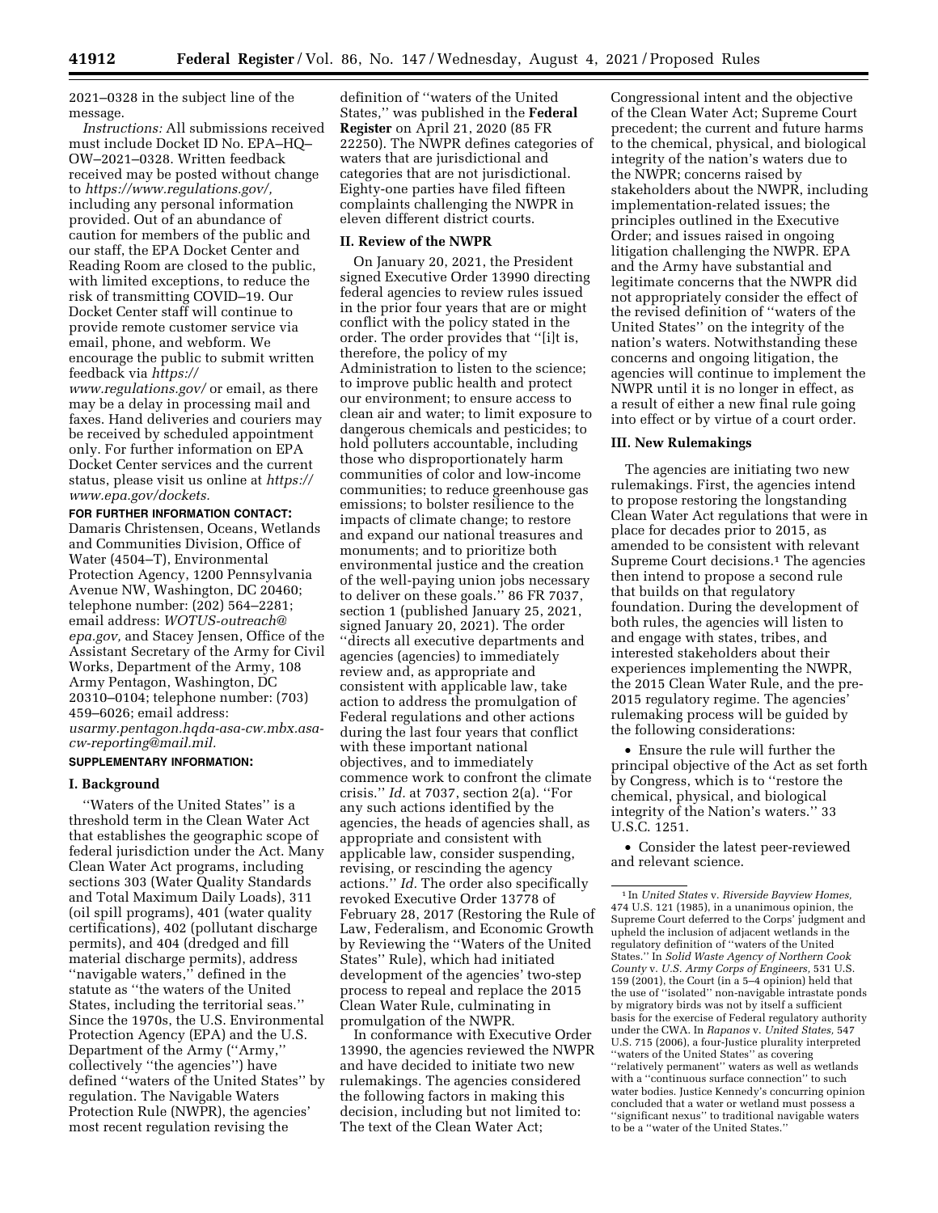2021–0328 in the subject line of the message.

*Instructions:* All submissions received must include Docket ID No. EPA–HQ–OW–2021–0328. Written feedback received may be posted without change to *https://www.regulations.gov/,* including any personal information provided. Out of an abundance of caution for members of the public and our staff, the EPA Docket Center and Reading Room are closed to the public, with limited exceptions, to reduce the risk of transmitting COVID–19. Our Docket Center staff will continue to provide remote customer service via email, phone, and webform. We encourage the public to submit written feedback via *https://www.regulations.gov/* or email, as there may be a delay in processing mail and faxes. Hand deliveries and couriers may be received by scheduled appointment only. For further information on EPA Docket Center services and the current status, please visit us online at *https://www.epa.gov/dockets.*

**FOR FURTHER INFORMATION CONTACT:** Damaris Christensen, Oceans, Wetlands and Communities Division, Office of Water (4504–T), Environmental Protection Agency, 1200 Pennsylvania Avenue NW, Washington, DC 20460; telephone number: (202) 564–2281; email address: *WOTUS-outreach@epa.gov,* and Stacey Jensen, Office of the Assistant Secretary of the Army for Civil Works, Department of the Army, 108 Army Pentagon, Washington, DC 20310–0104; telephone number: (703) 459–6026; email address: *usarmy.pentagon.hqda-asa-cw.mbx.asa-cw-reporting@mail.mil.*

**SUPPLEMENTARY INFORMATION:**

## I. Background

''Waters of the United States'' is a threshold term in the Clean Water Act that establishes the geographic scope of federal jurisdiction under the Act. Many Clean Water Act programs, including sections 303 (Water Quality Standards and Total Maximum Daily Loads), 311 (oil spill programs), 401 (water quality certifications), 402 (pollutant discharge permits), and 404 (dredged and fill material discharge permits), address ''navigable waters,'' defined in the statute as ''the waters of the United States, including the territorial seas.'' Since the 1970s, the U.S. Environmental Protection Agency (EPA) and the U.S. Department of the Army (''Army,'' collectively ''the agencies'') have defined ''waters of the United States'' by regulation. The Navigable Waters Protection Rule (NWPR), the agencies' most recent regulation revising the definition of ''waters of the United States,'' was published in the **Federal Register** on April 21, 2020 (85 FR 22250). The NWPR defines categories of waters that are jurisdictional and categories that are not jurisdictional. Eighty-one parties have filed fifteen complaints challenging the NWPR in eleven different district courts.

## II. Review of the NWPR

On January 20, 2021, the President signed Executive Order 13990 directing federal agencies to review rules issued in the prior four years that are or might conflict with the policy stated in the order. The order provides that ''[i]t is, therefore, the policy of my Administration to listen to the science; to improve public health and protect our environment; to ensure access to clean air and water; to limit exposure to dangerous chemicals and pesticides; to hold polluters accountable, including those who disproportionately harm communities of color and low-income communities; to reduce greenhouse gas emissions; to bolster resilience to the impacts of climate change; to restore and expand our national treasures and monuments; and to prioritize both environmental justice and the creation of the well-paying union jobs necessary to deliver on these goals.'' 86 FR 7037, section 1 (published January 25, 2021, signed January 20, 2021). The order ''directs all executive departments and agencies (agencies) to immediately review and, as appropriate and consistent with applicable law, take action to address the promulgation of Federal regulations and other actions during the last four years that conflict with these important national objectives, and to immediately commence work to confront the climate crisis.'' *Id.* at 7037, section 2(a). ''For any such actions identified by the agencies, the heads of agencies shall, as appropriate and consistent with applicable law, consider suspending, revising, or rescinding the agency actions.'' *Id.* The order also specifically revoked Executive Order 13778 of February 28, 2017 (Restoring the Rule of Law, Federalism, and Economic Growth by Reviewing the ''Waters of the United States'' Rule), which had initiated development of the agencies' two-step process to repeal and replace the 2015 Clean Water Rule, culminating in promulgation of the NWPR.

In conformance with Executive Order 13990, the agencies reviewed the NWPR and have decided to initiate two new rulemakings. The agencies considered the following factors in making this decision, including but not limited to: The text of the Clean Water Act; Congressional intent and the objective of the Clean Water Act; Supreme Court precedent; the current and future harms to the chemical, physical, and biological integrity of the nation's waters due to the NWPR; concerns raised by stakeholders about the NWPR, including implementation-related issues; the principles outlined in the Executive Order; and issues raised in ongoing litigation challenging the NWPR. EPA and the Army have substantial and legitimate concerns that the NWPR did not appropriately consider the effect of the revised definition of ''waters of the United States'' on the integrity of the nation's waters. Notwithstanding these concerns and ongoing litigation, the agencies will continue to implement the NWPR until it is no longer in effect, as a result of either a new final rule going into effect or by virtue of a court order.

## III. New Rulemakings

The agencies are initiating two new rulemakings. First, the agencies intend to propose restoring the longstanding Clean Water Act regulations that were in place for decades prior to 2015, as amended to be consistent with relevant Supreme Court decisions.[1] The agencies then intend to propose a second rule that builds on that regulatory foundation. During the development of both rules, the agencies will listen to and engage with states, tribes, and interested stakeholders about their experiences implementing the NWPR, the 2015 Clean Water Rule, and the pre-2015 regulatory regime. The agencies' rulemaking process will be guided by the following considerations:

- Ensure the rule will further the principal objective of the Act as set forth by Congress, which is to ''restore the chemical, physical, and biological integrity of the Nation's waters.'' 33 U.S.C. 1251.
- Consider the latest peer-reviewed and relevant science.

---

[1] In *United States* v. *Riverside Bayview Homes,* 474 U.S. 121 (1985), in a unanimous opinion, the Supreme Court deferred to the Corps' judgment and upheld the inclusion of adjacent wetlands in the regulatory definition of ''waters of the United States.'' In *Solid Waste Agency of Northern Cook County* v. *U.S. Army Corps of Engineers,* 531 U.S. 159 (2001), the Court (in a 5–4 opinion) held that the use of ''isolated'' non-navigable intrastate ponds by migratory birds was not by itself a sufficient basis for the exercise of Federal regulatory authority under the CWA. In *Rapanos* v. *United States,* 547 U.S. 715 (2006), a four-Justice plurality interpreted ''waters of the United States'' as covering ''relatively permanent'' waters as well as wetlands with a ''continuous surface connection'' to such water bodies. Justice Kennedy's concurring opinion concluded that a water or wetland must possess a ''significant nexus'' to traditional navigable waters to be a ''water of the United States.''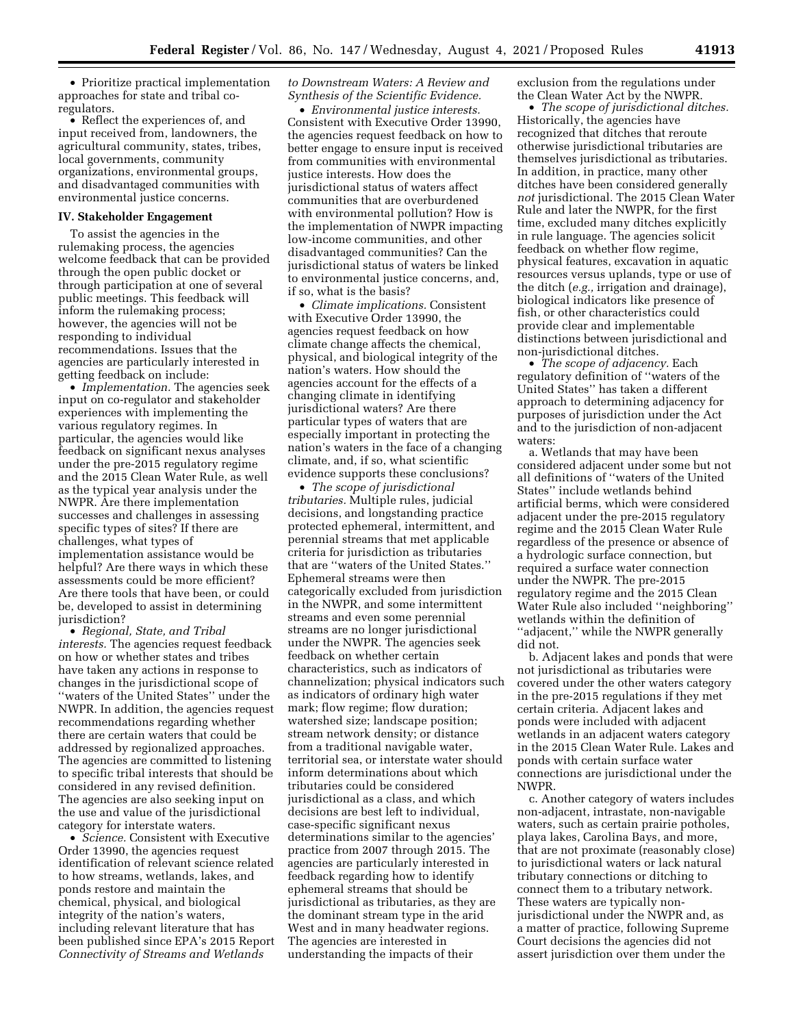- Prioritize practical implementation approaches for state and tribal co-regulators.
- Reflect the experiences of, and input received from, landowners, the agricultural community, states, tribes, local governments, community organizations, environmental groups, and disadvantaged communities with environmental justice concerns.

## IV. Stakeholder Engagement

To assist the agencies in the rulemaking process, the agencies welcome feedback that can be provided through the open public docket or through participation at one of several public meetings. This feedback will inform the rulemaking process; however, the agencies will not be responding to individual recommendations. Issues that the agencies are particularly interested in getting feedback on include:

- *Implementation.* The agencies seek input on co-regulator and stakeholder experiences with implementing the various regulatory regimes. In particular, the agencies would like feedback on significant nexus analyses under the pre-2015 regulatory regime and the 2015 Clean Water Rule, as well as the typical year analysis under the NWPR. Are there implementation successes and challenges in assessing specific types of sites? If there are challenges, what types of implementation assistance would be helpful? Are there ways in which these assessments could be more efficient? Are there tools that have been, or could be, developed to assist in determining jurisdiction?
- *Regional, State, and Tribal interests.* The agencies request feedback on how or whether states and tribes have taken any actions in response to changes in the jurisdictional scope of ''waters of the United States'' under the NWPR. In addition, the agencies request recommendations regarding whether there are certain waters that could be addressed by regionalized approaches. The agencies are committed to listening to specific tribal interests that should be considered in any revised definition. The agencies are also seeking input on the use and value of the jurisdictional category for interstate waters.
- *Science.* Consistent with Executive Order 13990, the agencies request identification of relevant science related to how streams, wetlands, lakes, and ponds restore and maintain the chemical, physical, and biological integrity of the nation's waters, including relevant literature that has been published since EPA's 2015 Report *Connectivity of Streams and Wetlands to Downstream Waters: A Review and Synthesis of the Scientific Evidence.*
- *Environmental justice interests.* Consistent with Executive Order 13990, the agencies request feedback on how to better engage to ensure input is received from communities with environmental justice interests. How does the jurisdictional status of waters affect communities that are overburdened with environmental pollution? How is the implementation of NWPR impacting low-income communities, and other disadvantaged communities? Can the jurisdictional status of waters be linked to environmental justice concerns, and, if so, what is the basis?
- *Climate implications.* Consistent with Executive Order 13990, the agencies request feedback on how climate change affects the chemical, physical, and biological integrity of the nation's waters. How should the agencies account for the effects of a changing climate in identifying jurisdictional waters? Are there particular types of waters that are especially important in protecting the nation's waters in the face of a changing climate, and, if so, what scientific evidence supports these conclusions?
- *The scope of jurisdictional tributaries.* Multiple rules, judicial decisions, and longstanding practice protected ephemeral, intermittent, and perennial streams that met applicable criteria for jurisdiction as tributaries that are ''waters of the United States.'' Ephemeral streams were then categorically excluded from jurisdiction in the NWPR, and some intermittent streams and even some perennial streams are no longer jurisdictional under the NWPR. The agencies seek feedback on whether certain characteristics, such as indicators of channelization; physical indicators such as indicators of ordinary high water mark; flow regime; flow duration; watershed size; landscape position; stream network density; or distance from a traditional navigable water, territorial sea, or interstate water should inform determinations about which tributaries could be considered jurisdictional as a class, and which decisions are best left to individual, case-specific significant nexus determinations similar to the agencies' practice from 2007 through 2015. The agencies are particularly interested in feedback regarding how to identify ephemeral streams that should be jurisdictional as tributaries, as they are the dominant stream type in the arid West and in many headwater regions. The agencies are interested in understanding the impacts of their exclusion from the regulations under the Clean Water Act by the NWPR.
- *The scope of jurisdictional ditches.* Historically, the agencies have recognized that ditches that reroute otherwise jurisdictional tributaries are themselves jurisdictional as tributaries. In addition, in practice, many other ditches have been considered generally *not* jurisdictional. The 2015 Clean Water Rule and later the NWPR, for the first time, excluded many ditches explicitly in rule language. The agencies solicit feedback on whether flow regime, physical features, excavation in aquatic resources versus uplands, type or use of the ditch (*e.g.,* irrigation and drainage), biological indicators like presence of fish, or other characteristics could provide clear and implementable distinctions between jurisdictional and non-jurisdictional ditches.
- *The scope of adjacency.* Each regulatory definition of ''waters of the United States'' has taken a different approach to determining adjacency for purposes of jurisdiction under the Act and to the jurisdiction of non-adjacent waters:

a. Wetlands that may have been considered adjacent under some but not all definitions of ''waters of the United States'' include wetlands behind artificial berms, which were considered adjacent under the pre-2015 regulatory regime and the 2015 Clean Water Rule regardless of the presence or absence of a hydrologic surface connection, but required a surface water connection under the NWPR. The pre-2015 regulatory regime and the 2015 Clean Water Rule also included ''neighboring'' wetlands within the definition of ''adjacent,'' while the NWPR generally did not.

b. Adjacent lakes and ponds that were not jurisdictional as tributaries were covered under the other waters category in the pre-2015 regulations if they met certain criteria. Adjacent lakes and ponds were included with adjacent wetlands in an adjacent waters category in the 2015 Clean Water Rule. Lakes and ponds with certain surface water connections are jurisdictional under the NWPR.

c. Another category of waters includes non-adjacent, intrastate, non-navigable waters, such as certain prairie potholes, playa lakes, Carolina Bays, and more, that are not proximate (reasonably close) to jurisdictional waters or lack natural tributary connections or ditching to connect them to a tributary network. These waters are typically non-jurisdictional under the NWPR and, as a matter of practice, following Supreme Court decisions the agencies did not assert jurisdiction over them under the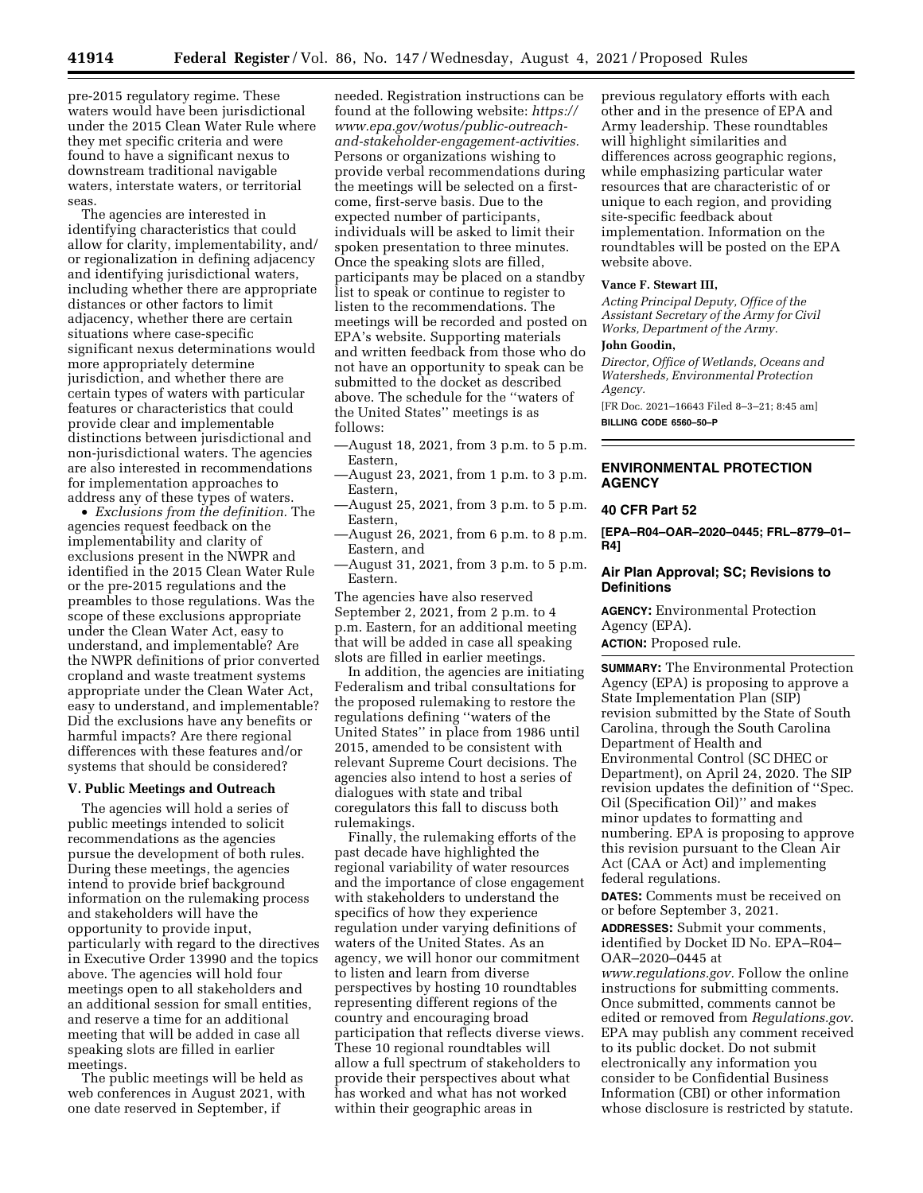pre-2015 regulatory regime. These waters would have been jurisdictional under the 2015 Clean Water Rule where they met specific criteria and were found to have a significant nexus to downstream traditional navigable waters, interstate waters, or territorial seas.

The agencies are interested in identifying characteristics that could allow for clarity, implementability, and/or regionalization in defining adjacency and identifying jurisdictional waters, including whether there are appropriate distances or other factors to limit adjacency, whether there are certain situations where case-specific significant nexus determinations would more appropriately determine jurisdiction, and whether there are certain types of waters with particular features or characteristics that could provide clear and implementable distinctions between jurisdictional and non-jurisdictional waters. The agencies are also interested in recommendations for implementation approaches to address any of these types of waters.

- *Exclusions from the definition.* The agencies request feedback on the implementability and clarity of exclusions present in the NWPR and identified in the 2015 Clean Water Rule or the pre-2015 regulations and the preambles to those regulations. Was the scope of these exclusions appropriate under the Clean Water Act, easy to understand, and implementable? Are the NWPR definitions of prior converted cropland and waste treatment systems appropriate under the Clean Water Act, easy to understand, and implementable? Did the exclusions have any benefits or harmful impacts? Are there regional differences with these features and/or systems that should be considered?

## V. Public Meetings and Outreach

The agencies will hold a series of public meetings intended to solicit recommendations as the agencies pursue the development of both rules. During these meetings, the agencies intend to provide brief background information on the rulemaking process and stakeholders will have the opportunity to provide input, particularly with regard to the directives in Executive Order 13990 and the topics above. The agencies will hold four meetings open to all stakeholders and an additional session for small entities, and reserve a time for an additional meeting that will be added in case all speaking slots are filled in earlier meetings.

The public meetings will be held as web conferences in August 2021, with one date reserved in September, if needed. Registration instructions can be found at the following website: *https://www.epa.gov/wotus/public-outreach-and-stakeholder-engagement-activities.* Persons or organizations wishing to provide verbal recommendations during the meetings will be selected on a first-come, first-serve basis. Due to the expected number of participants, individuals will be asked to limit their spoken presentation to three minutes. Once the speaking slots are filled, participants may be placed on a standby list to speak or continue to register to listen to the recommendations. The meetings will be recorded and posted on EPA's website. Supporting materials and written feedback from those who do not have an opportunity to speak can be submitted to the docket as described above. The schedule for the "waters of the United States" meetings is as follows:

—August 18, 2021, from 3 p.m. to 5 p.m. Eastern,
—August 23, 2021, from 1 p.m. to 3 p.m. Eastern,
—August 25, 2021, from 3 p.m. to 5 p.m. Eastern,
—August 26, 2021, from 6 p.m. to 8 p.m. Eastern, and
—August 31, 2021, from 3 p.m. to 5 p.m. Eastern.

The agencies have also reserved September 2, 2021, from 2 p.m. to 4 p.m. Eastern, for an additional meeting that will be added in case all speaking slots are filled in earlier meetings.

In addition, the agencies are initiating Federalism and tribal consultations for the proposed rulemaking to restore the regulations defining "waters of the United States" in place from 1986 until 2015, amended to be consistent with relevant Supreme Court decisions. The agencies also intend to host a series of dialogues with state and tribal coregulators this fall to discuss both rulemakings.

Finally, the rulemaking efforts of the past decade have highlighted the regional variability of water resources and the importance of close engagement with stakeholders to understand the specifics of how they experience regulation under varying definitions of waters of the United States. As an agency, we will honor our commitment to listen and learn from diverse perspectives by hosting 10 roundtables representing different regions of the country and encouraging broad participation that reflects diverse views. These 10 regional roundtables will allow a full spectrum of stakeholders to provide their perspectives about what has worked and what has not worked within their geographic areas in previous regulatory efforts with each other and in the presence of EPA and Army leadership. These roundtables will highlight similarities and differences across geographic regions, while emphasizing particular water resources that are characteristic of or unique to each region, and providing site-specific feedback about implementation. Information on the roundtables will be posted on the EPA website above.

**Vance F. Stewart III,**

*Acting Principal Deputy, Office of the Assistant Secretary of the Army for Civil Works, Department of the Army.*

**John Goodin,**

*Director, Office of Wetlands, Oceans and Watersheds, Environmental Protection Agency.*

[FR Doc. 2021–16643 Filed 8–3–21; 8:45 am]

**BILLING CODE 6560–50–P**

---

## ENVIRONMENTAL PROTECTION AGENCY

### 40 CFR Part 52

**[EPA–R04–OAR–2020–0445; FRL–8779–01–R4]**

### Air Plan Approval; SC; Revisions to Definitions

**AGENCY:** Environmental Protection Agency (EPA).

**ACTION:** Proposed rule.

**SUMMARY:** The Environmental Protection Agency (EPA) is proposing to approve a State Implementation Plan (SIP) revision submitted by the State of South Carolina, through the South Carolina Department of Health and Environmental Control (SC DHEC or Department), on April 24, 2020. The SIP revision updates the definition of "Spec. Oil (Specification Oil)" and makes minor updates to formatting and numbering. EPA is proposing to approve this revision pursuant to the Clean Air Act (CAA or Act) and implementing federal regulations.

**DATES:** Comments must be received on or before September 3, 2021.

**ADDRESSES:** Submit your comments, identified by Docket ID No. EPA–R04–OAR–2020–0445 at *www.regulations.gov.* Follow the online instructions for submitting comments. Once submitted, comments cannot be edited or removed from *Regulations.gov.* EPA may publish any comment received to its public docket. Do not submit electronically any information you consider to be Confidential Business Information (CBI) or other information whose disclosure is restricted by statute.